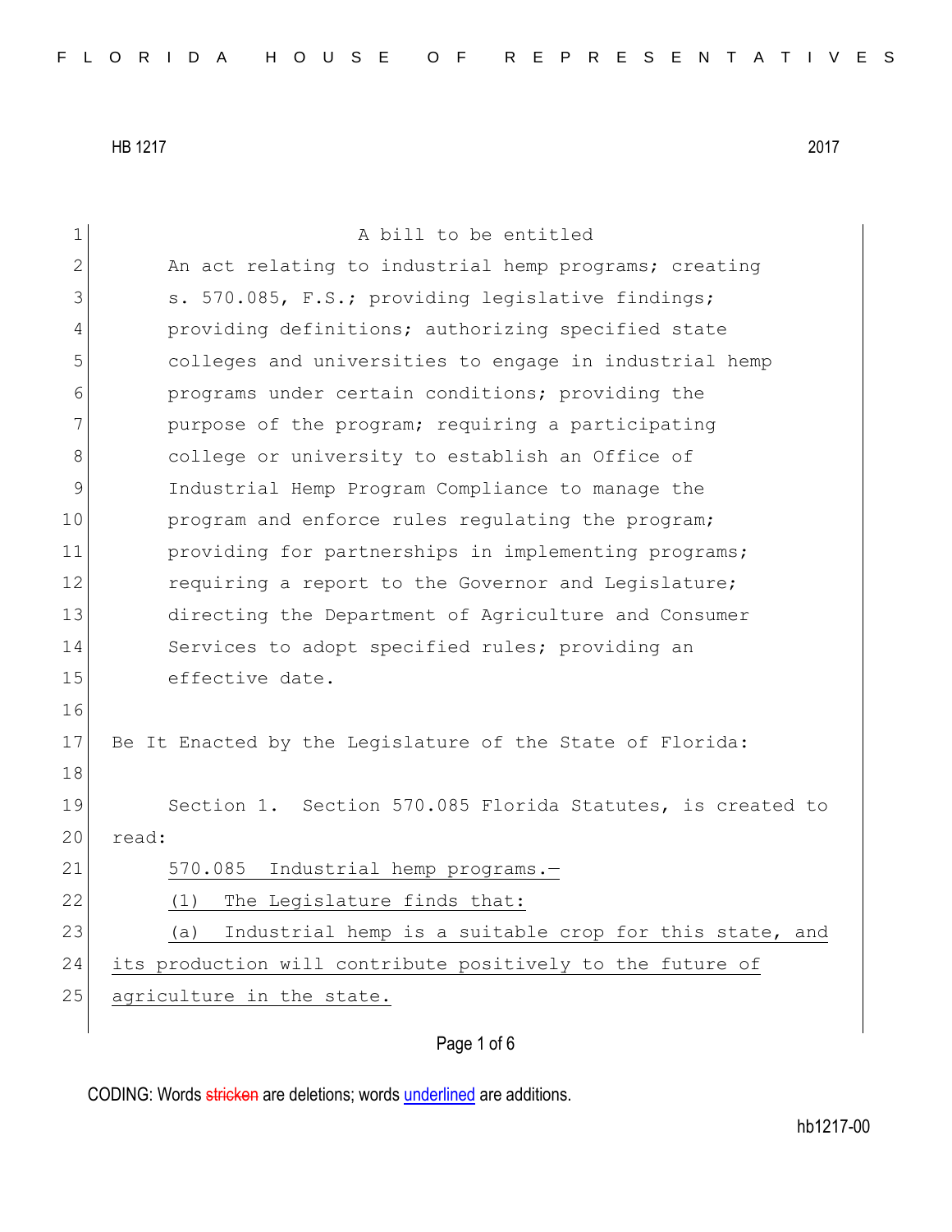HB 1217 2017

A bill to be entitled

An act relating to industrial hemp programs; creating s. 570.085, F.S.; providing legislative findings; providing definitions; authorizing specified state colleges and universities to engage in industrial hemp programs under certain conditions; providing the purpose of the program; requiring a participating college or university to establish an Office of Industrial Hemp Program Compliance to manage the program and enforce rules regulating the program; providing for partnerships in implementing programs; requiring a report to the Governor and Legislature; directing the Department of Agriculture and Consumer Services to adopt specified rules; providing an effective date.

Be It Enacted by the Legislature of the State of Florida:

Section 1. Section 570.085 Florida Statutes, is created to read:

570.085 Industrial hemp programs.—

(1) The Legislature finds that:

(a) Industrial hemp is a suitable crop for this state, and its production will contribute positively to the future of agriculture in the state.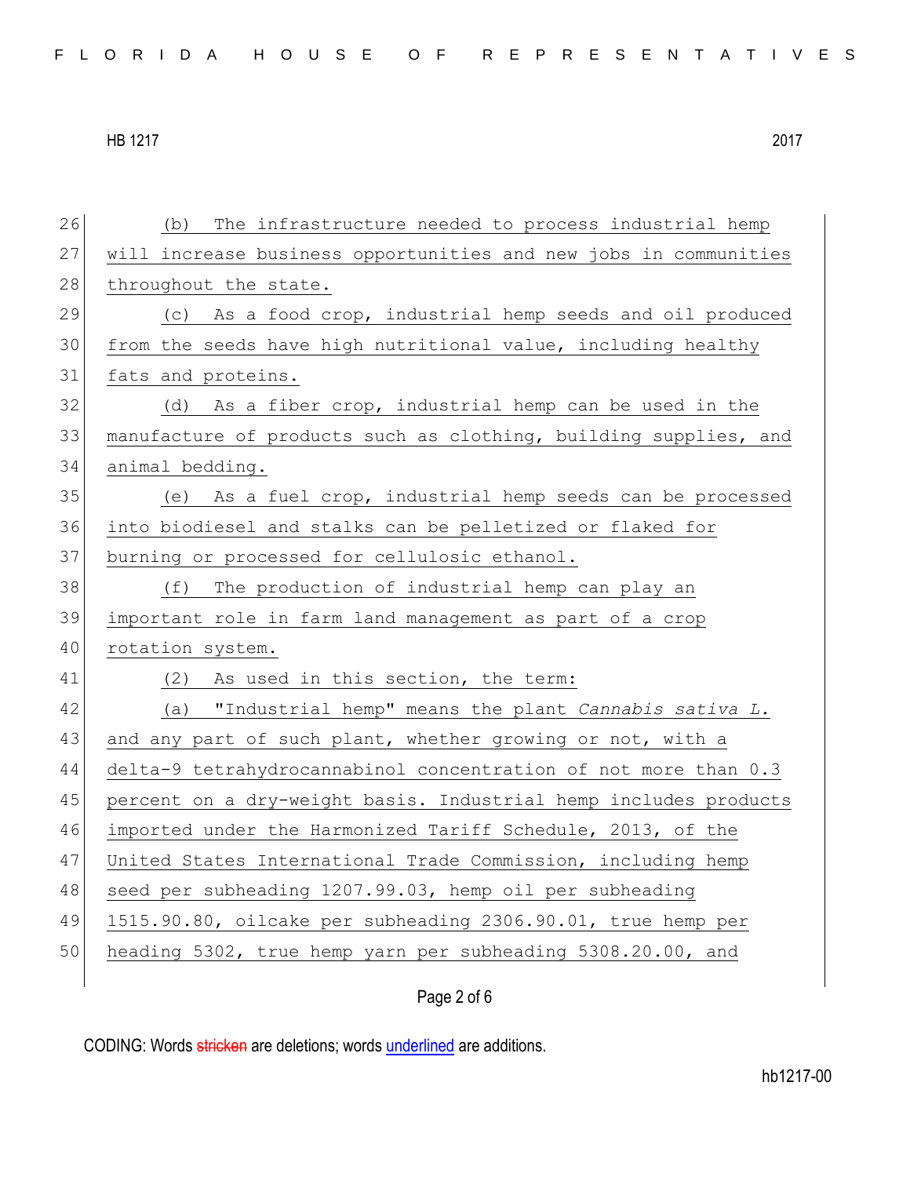(b) The infrastructure needed to process industrial hemp will increase business opportunities and new jobs in communities throughout the state.

(c) As a food crop, industrial hemp seeds and oil produced from the seeds have high nutritional value, including healthy fats and proteins.

(d) As a fiber crop, industrial hemp can be used in the manufacture of products such as clothing, building supplies, and animal bedding.

(e) As a fuel crop, industrial hemp seeds can be processed into biodiesel and stalks can be pelletized or flaked for burning or processed for cellulosic ethanol.

(f) The production of industrial hemp can play an important role in farm land management as part of a crop rotation system.

(2) As used in this section, the term:

(a) "Industrial hemp" means the plant *Cannabis sativa L.* and any part of such plant, whether growing or not, with a delta-9 tetrahydrocannabinol concentration of not more than 0.3 percent on a dry-weight basis. Industrial hemp includes products imported under the Harmonized Tariff Schedule, 2013, of the United States International Trade Commission, including hemp seed per subheading 1207.99.03, hemp oil per subheading 1515.90.80, oilcake per subheading 2306.90.01, true hemp per heading 5302, true hemp yarn per subheading 5308.20.00, and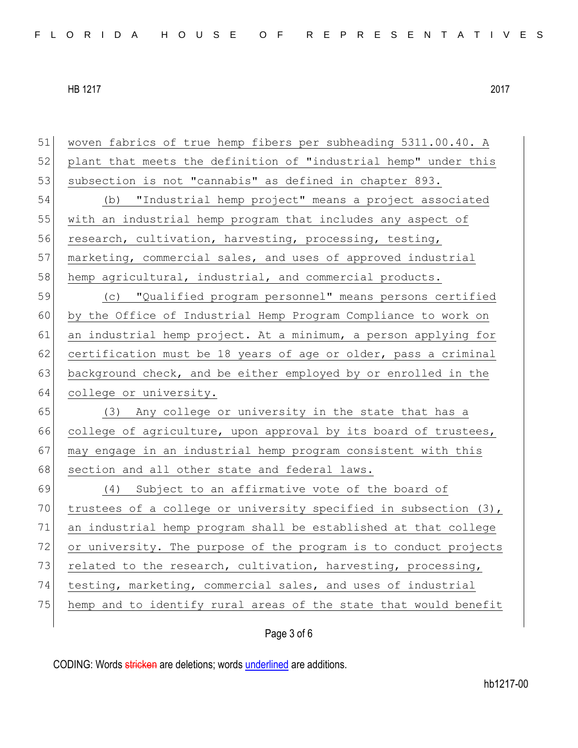woven fabrics of true hemp fibers per subheading 5311.00.40. A plant that meets the definition of "industrial hemp" under this subsection is not "cannabis" as defined in chapter 893.

(b) "Industrial hemp project" means a project associated with an industrial hemp program that includes any aspect of research, cultivation, harvesting, processing, testing, marketing, commercial sales, and uses of approved industrial hemp agricultural, industrial, and commercial products.

(c) "Qualified program personnel" means persons certified by the Office of Industrial Hemp Program Compliance to work on an industrial hemp project. At a minimum, a person applying for certification must be 18 years of age or older, pass a criminal background check, and be either employed by or enrolled in the college or university.

(3) Any college or university in the state that has a college of agriculture, upon approval by its board of trustees, may engage in an industrial hemp program consistent with this section and all other state and federal laws.

(4) Subject to an affirmative vote of the board of trustees of a college or university specified in subsection (3), an industrial hemp program shall be established at that college or university. The purpose of the program is to conduct projects related to the research, cultivation, harvesting, processing, testing, marketing, commercial sales, and uses of industrial hemp and to identify rural areas of the state that would benefit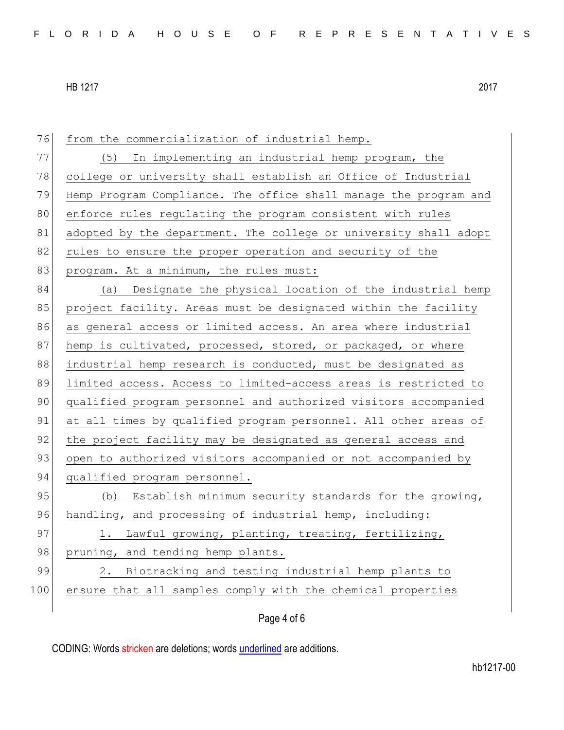from the commercialization of industrial hemp.

(5) In implementing an industrial hemp program, the college or university shall establish an Office of Industrial Hemp Program Compliance. The office shall manage the program and enforce rules regulating the program consistent with rules adopted by the department. The college or university shall adopt rules to ensure the proper operation and security of the program. At a minimum, the rules must:

(a) Designate the physical location of the industrial hemp project facility. Areas must be designated within the facility as general access or limited access. An area where industrial hemp is cultivated, processed, stored, or packaged, or where industrial hemp research is conducted, must be designated as limited access. Access to limited-access areas is restricted to qualified program personnel and authorized visitors accompanied at all times by qualified program personnel. All other areas of the project facility may be designated as general access and open to authorized visitors accompanied or not accompanied by qualified program personnel.

(b) Establish minimum security standards for the growing, handling, and processing of industrial hemp, including:

1. Lawful growing, planting, treating, fertilizing, pruning, and tending hemp plants.

2. Biotracking and testing industrial hemp plants to ensure that all samples comply with the chemical properties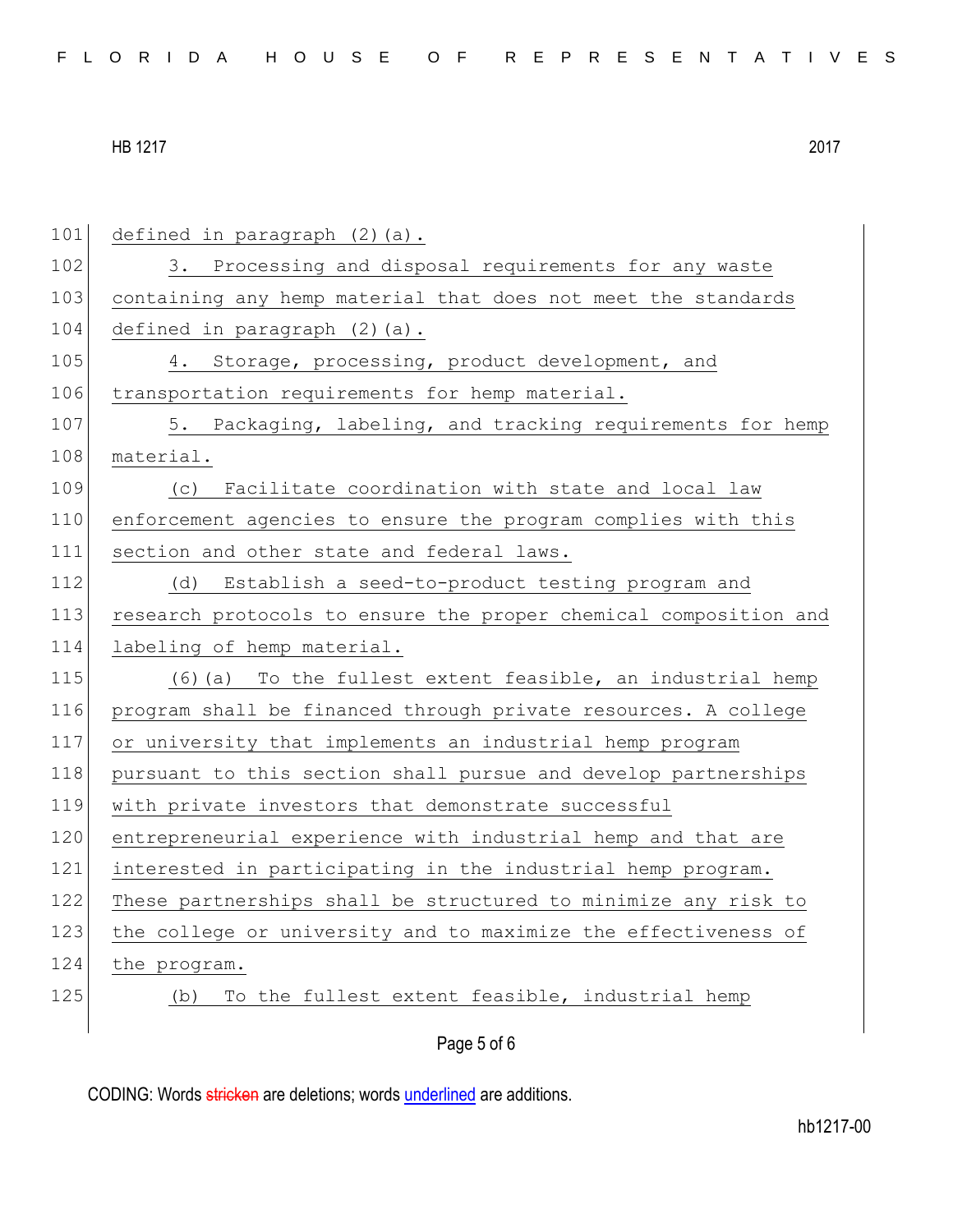defined in paragraph (2)(a).

3. Processing and disposal requirements for any waste containing any hemp material that does not meet the standards defined in paragraph (2)(a).

4. Storage, processing, product development, and transportation requirements for hemp material.

5. Packaging, labeling, and tracking requirements for hemp material.

(c) Facilitate coordination with state and local law enforcement agencies to ensure the program complies with this section and other state and federal laws.

(d) Establish a seed-to-product testing program and research protocols to ensure the proper chemical composition and labeling of hemp material.

(6)(a) To the fullest extent feasible, an industrial hemp program shall be financed through private resources. A college or university that implements an industrial hemp program pursuant to this section shall pursue and develop partnerships with private investors that demonstrate successful entrepreneurial experience with industrial hemp and that are interested in participating in the industrial hemp program. These partnerships shall be structured to minimize any risk to the college or university and to maximize the effectiveness of the program.

(b) To the fullest extent feasible, industrial hemp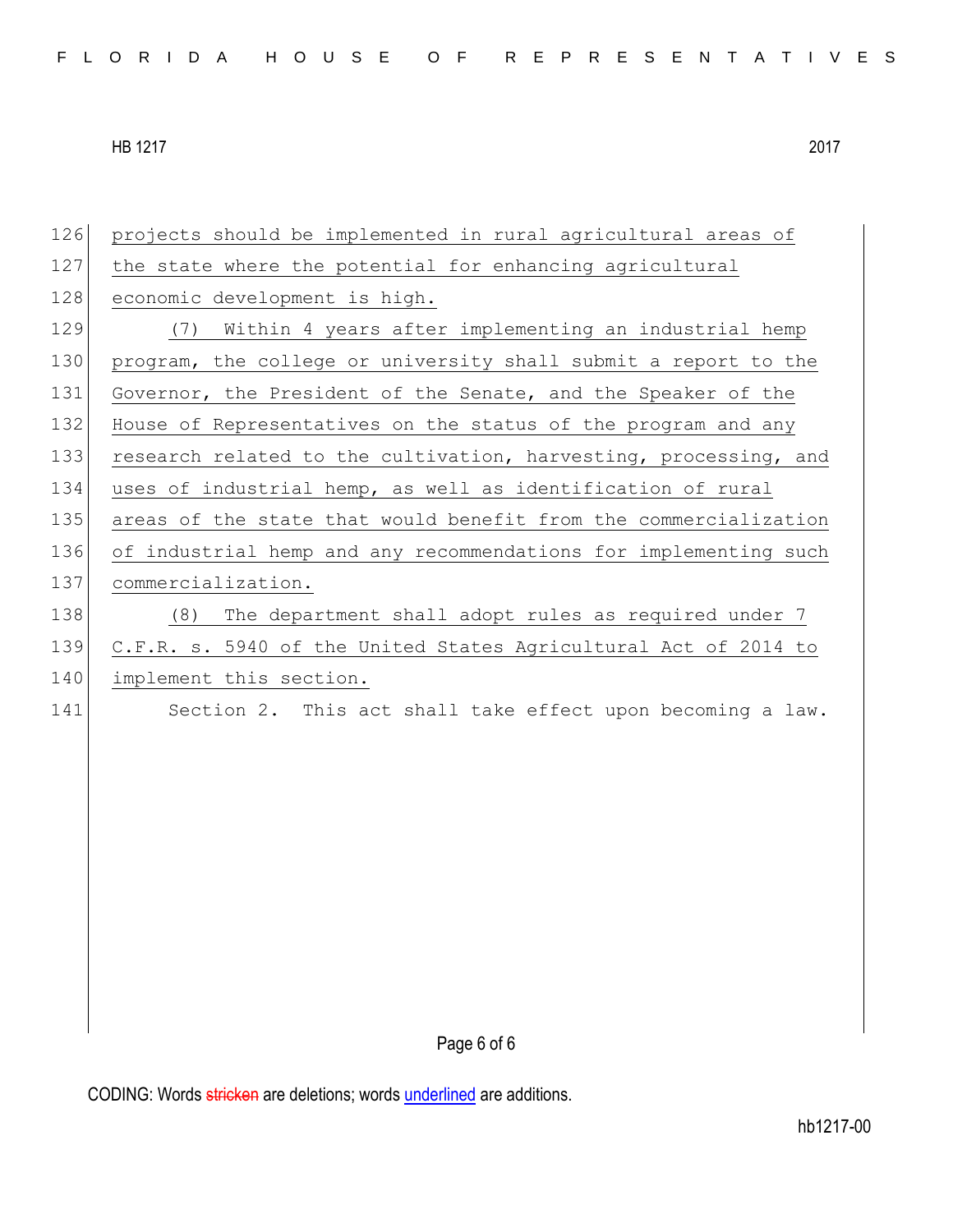126 projects should be implemented in rural agricultural areas of
127 the state where the potential for enhancing agricultural
128 economic development is high.
129 (7) Within 4 years after implementing an industrial hemp
130 program, the college or university shall submit a report to the
131 Governor, the President of the Senate, and the Speaker of the
132 House of Representatives on the status of the program and any
133 research related to the cultivation, harvesting, processing, and
134 uses of industrial hemp, as well as identification of rural
135 areas of the state that would benefit from the commercialization
136 of industrial hemp and any recommendations for implementing such
137 commercialization.
138 (8) The department shall adopt rules as required under 7
139 C.F.R. s. 5940 of the United States Agricultural Act of 2014 to
140 implement this section.
141 Section 2. This act shall take effect upon becoming a law.

CODING: Words stricken are deletions; words underlined are additions.